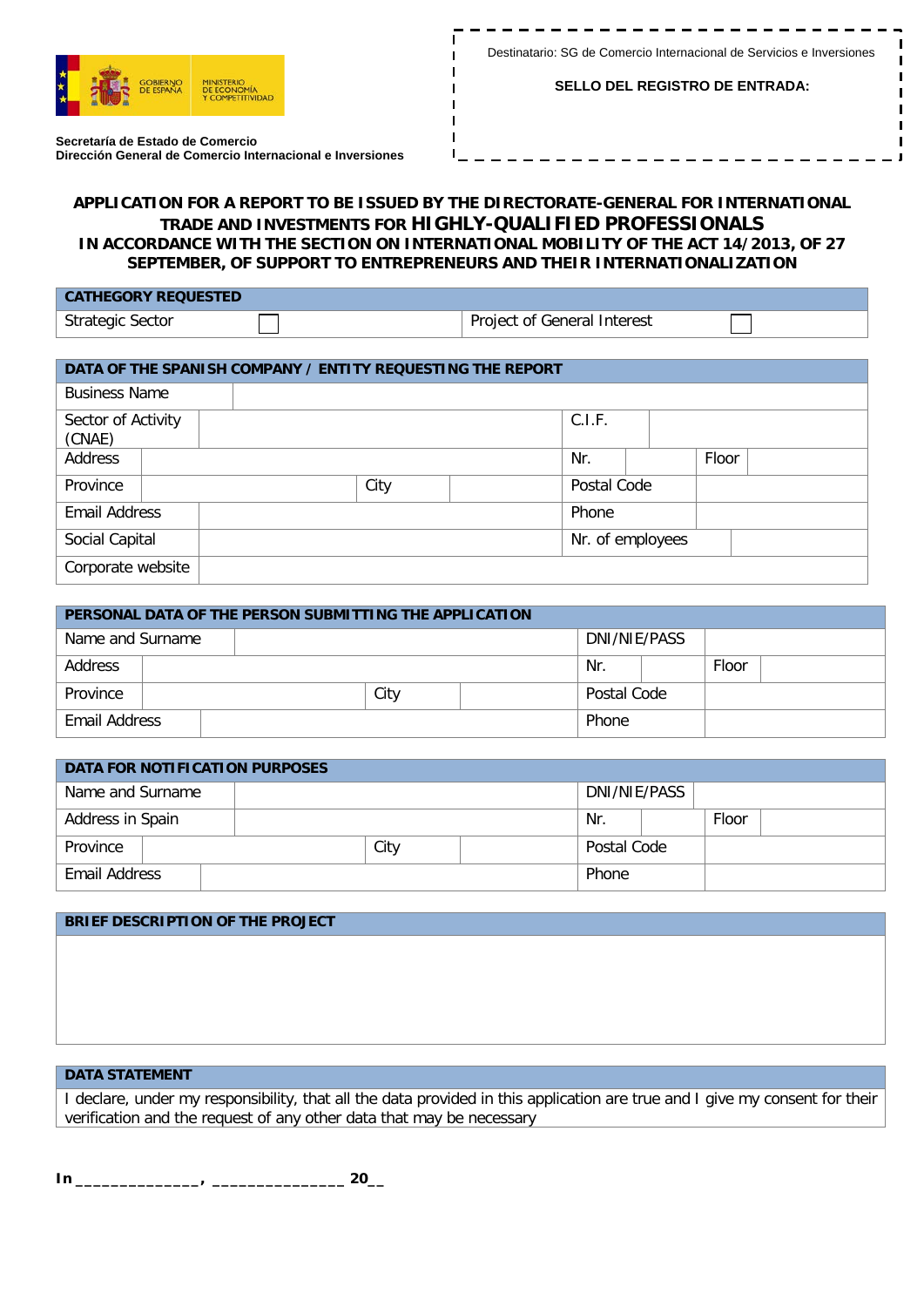GOBIERNO DE ESPAÑA | MINISTERIO DE ECONOMÍA Y COMPETITIVIDAD

**Secretaría de Estado de Comercio**
**Dirección General de Comercio Internacional e Inversiones**

Destinatario: SG de Comercio Internacional de Servicios e Inversiones

**SELLO DEL REGISTRO DE ENTRADA:**

# APPLICATION FOR A REPORT TO BE ISSUED BY THE DIRECTORATE-GENERAL FOR INTERNATIONAL TRADE AND INVESTMENTS FOR HIGHLY-QUALIFIED PROFESSIONALS IN ACCORDANCE WITH THE SECTION ON INTERNATIONAL MOBILITY OF THE ACT 14/2013, OF 27 SEPTEMBER, OF SUPPORT TO ENTREPRENEURS AND THEIR INTERNATIONALIZATION

| CATHEGORY REQUESTED | | | |
|---|---|---|---|
| Strategic Sector | ☐ | Project of General Interest | ☐ |

| DATA OF THE SPANISH COMPANY / ENTITY REQUESTING THE REPORT | | | | | | | |
|---|---|---|---|---|---|---|---|
| Business Name | | | | | | | |
| Sector of Activity (CNAE) | | | | C.I.F. | | | |
| Address | | | | Nr. | | Floor | |
| Province | | City | | Postal Code | | | |
| Email Address | | | | Phone | | | |
| Social Capital | | | | Nr. of employees | | | |
| Corporate website | | | | | | | |

| PERSONAL DATA OF THE PERSON SUBMITTING THE APPLICATION | | | | | | | |
|---|---|---|---|---|---|---|---|
| Name and Surname | | | | DNI/NIE/PASS | | | |
| Address | | | | Nr. | | Floor | |
| Province | | City | | Postal Code | | | |
| Email Address | | | | Phone | | | |

| DATA FOR NOTIFICATION PURPOSES | | | | | | | |
|---|---|---|---|---|---|---|---|
| Name and Surname | | | | DNI/NIE/PASS | | | |
| Address in Spain | | | | Nr. | | Floor | |
| Province | | City | | Postal Code | | | |
| Email Address | | | | Phone | | | |

| BRIEF DESCRIPTION OF THE PROJECT |
|---|
| |

| DATA STATEMENT |
|---|
| I declare, under my responsibility, that all the data provided in this application are true and I give my consent for their verification and the request of any other data that may be necessary |

**In ______________, ______________ 20__**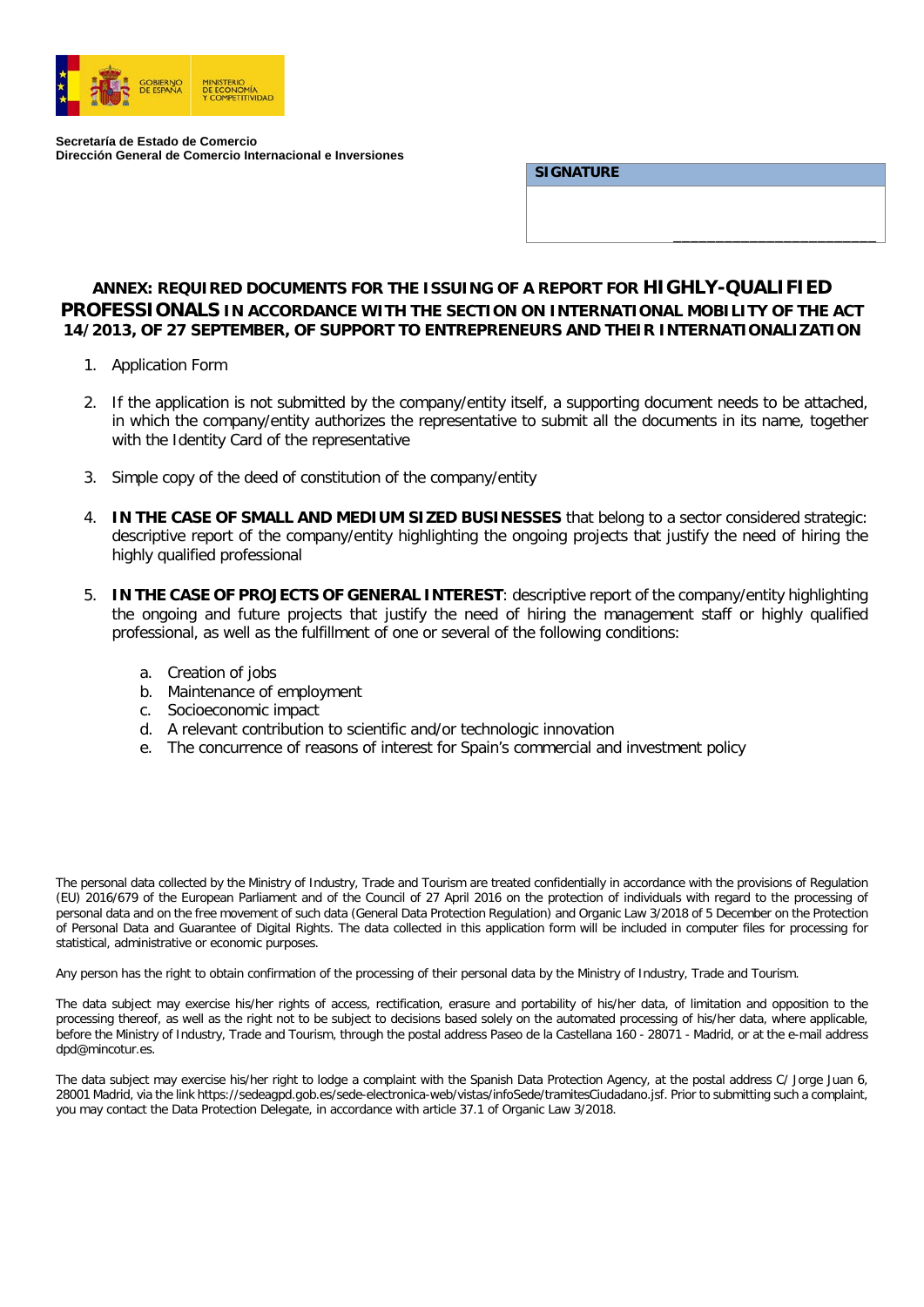Secretaría de Estado de Comercio
Dirección General de Comercio Internacional e Inversiones

| SIGNATURE |
| --- |
| ______________________ |

## ANNEX: REQUIRED DOCUMENTS FOR THE ISSUING OF A REPORT FOR HIGHLY-QUALIFIED PROFESSIONALS IN ACCORDANCE WITH THE SECTION ON INTERNATIONAL MOBILITY OF THE ACT 14/2013, OF 27 SEPTEMBER, OF SUPPORT TO ENTREPRENEURS AND THEIR INTERNATIONALIZATION

1. Application Form

2. If the application is not submitted by the company/entity itself, a supporting document needs to be attached, in which the company/entity authorizes the representative to submit all the documents in its name, together with the Identity Card of the representative

3. Simple copy of the deed of constitution of the company/entity

4. **IN THE CASE OF SMALL AND MEDIUM SIZED BUSINESSES** that belong to a sector considered strategic: descriptive report of the company/entity highlighting the ongoing projects that justify the need of hiring the highly qualified professional

5. **IN THE CASE OF PROJECTS OF GENERAL INTEREST**: descriptive report of the company/entity highlighting the ongoing and future projects that justify the need of hiring the management staff or highly qualified professional, as well as the fulfillment of one or several of the following conditions:

    a. Creation of jobs
    b. Maintenance of employment
    c. Socioeconomic impact
    d. A relevant contribution to scientific and/or technologic innovation
    e. The concurrence of reasons of interest for Spain's commercial and investment policy

The personal data collected by the Ministry of Industry, Trade and Tourism are treated confidentially in accordance with the provisions of Regulation (EU) 2016/679 of the European Parliament and of the Council of 27 April 2016 on the protection of individuals with regard to the processing of personal data and on the free movement of such data (General Data Protection Regulation) and Organic Law 3/2018 of 5 December on the Protection of Personal Data and Guarantee of Digital Rights. The data collected in this application form will be included in computer files for processing for statistical, administrative or economic purposes.

Any person has the right to obtain confirmation of the processing of their personal data by the Ministry of Industry, Trade and Tourism.

The data subject may exercise his/her rights of access, rectification, erasure and portability of his/her data, of limitation and opposition to the processing thereof, as well as the right not to be subject to decisions based solely on the automated processing of his/her data, where applicable, before the Ministry of Industry, Trade and Tourism, through the postal address Paseo de la Castellana 160 - 28071 - Madrid, or at the e-mail address dpd@mincotur.es.

The data subject may exercise his/her right to lodge a complaint with the Spanish Data Protection Agency, at the postal address C/ Jorge Juan 6, 28001 Madrid, via the link https://sedeagpd.gob.es/sede-electronica-web/vistas/infoSede/tramitesCiudadano.jsf. Prior to submitting such a complaint, you may contact the Data Protection Delegate, in accordance with article 37.1 of Organic Law 3/2018.